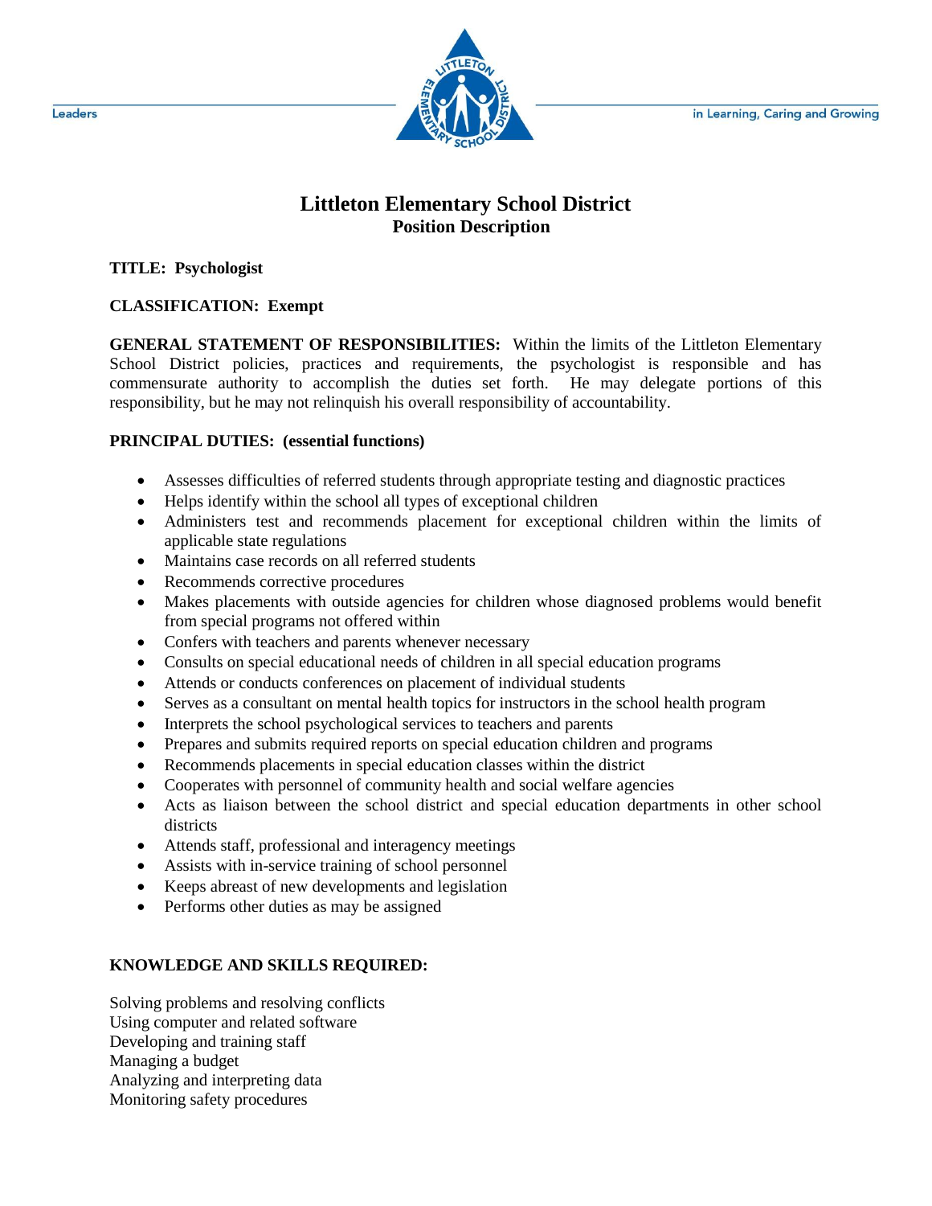# Littleton Elementary School District

## Position Description

**TITLE: Psychologist**

**CLASSIFICATION: Exempt**

**GENERAL STATEMENT OF RESPONSIBILITIES:** Within the limits of the Littleton Elementary School District policies, practices and requirements, the psychologist is responsible and has commensurate authority to accomplish the duties set forth. He may delegate portions of this responsibility, but he may not relinquish his overall responsibility of accountability.

**PRINCIPAL DUTIES: (essential functions)**

- Assesses difficulties of referred students through appropriate testing and diagnostic practices
- Helps identify within the school all types of exceptional children
- Administers test and recommends placement for exceptional children within the limits of applicable state regulations
- Maintains case records on all referred students
- Recommends corrective procedures
- Makes placements with outside agencies for children whose diagnosed problems would benefit from special programs not offered within
- Confers with teachers and parents whenever necessary
- Consults on special educational needs of children in all special education programs
- Attends or conducts conferences on placement of individual students
- Serves as a consultant on mental health topics for instructors in the school health program
- Interprets the school psychological services to teachers and parents
- Prepares and submits required reports on special education children and programs
- Recommends placements in special education classes within the district
- Cooperates with personnel of community health and social welfare agencies
- Acts as liaison between the school district and special education departments in other school districts
- Attends staff, professional and interagency meetings
- Assists with in-service training of school personnel
- Keeps abreast of new developments and legislation
- Performs other duties as may be assigned

**KNOWLEDGE AND SKILLS REQUIRED:**

Solving problems and resolving conflicts
Using computer and related software
Developing and training staff
Managing a budget
Analyzing and interpreting data
Monitoring safety procedures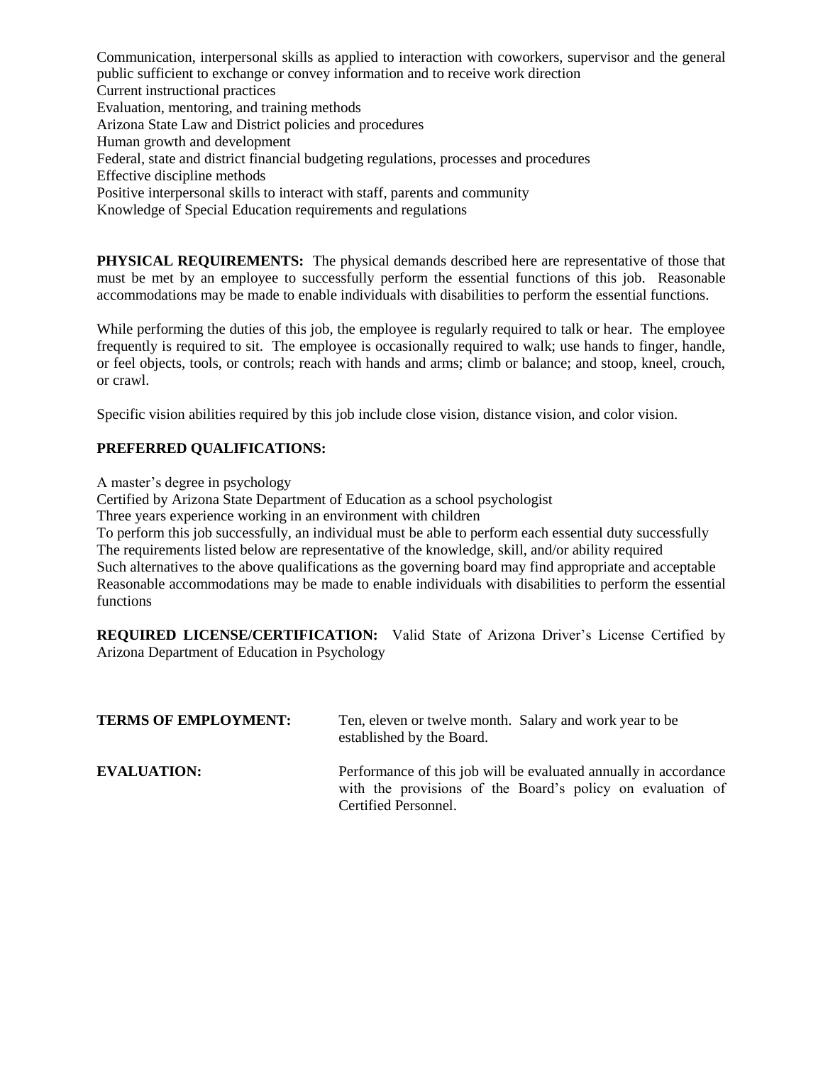Communication, interpersonal skills as applied to interaction with coworkers, supervisor and the general public sufficient to exchange or convey information and to receive work direction
Current instructional practices
Evaluation, mentoring, and training methods
Arizona State Law and District policies and procedures
Human growth and development
Federal, state and district financial budgeting regulations, processes and procedures
Effective discipline methods
Positive interpersonal skills to interact with staff, parents and community
Knowledge of Special Education requirements and regulations

**PHYSICAL REQUIREMENTS:** The physical demands described here are representative of those that must be met by an employee to successfully perform the essential functions of this job. Reasonable accommodations may be made to enable individuals with disabilities to perform the essential functions.

While performing the duties of this job, the employee is regularly required to talk or hear. The employee frequently is required to sit. The employee is occasionally required to walk; use hands to finger, handle, or feel objects, tools, or controls; reach with hands and arms; climb or balance; and stoop, kneel, crouch, or crawl.

Specific vision abilities required by this job include close vision, distance vision, and color vision.

**PREFERRED QUALIFICATIONS:**

A master's degree in psychology
Certified by Arizona State Department of Education as a school psychologist
Three years experience working in an environment with children
To perform this job successfully, an individual must be able to perform each essential duty successfully
The requirements listed below are representative of the knowledge, skill, and/or ability required
Such alternatives to the above qualifications as the governing board may find appropriate and acceptable
Reasonable accommodations may be made to enable individuals with disabilities to perform the essential functions

**REQUIRED LICENSE/CERTIFICATION:** Valid State of Arizona Driver's License Certified by Arizona Department of Education in Psychology

**TERMS OF EMPLOYMENT:** Ten, eleven or twelve month. Salary and work year to be established by the Board.

**EVALUATION:** Performance of this job will be evaluated annually in accordance with the provisions of the Board's policy on evaluation of Certified Personnel.